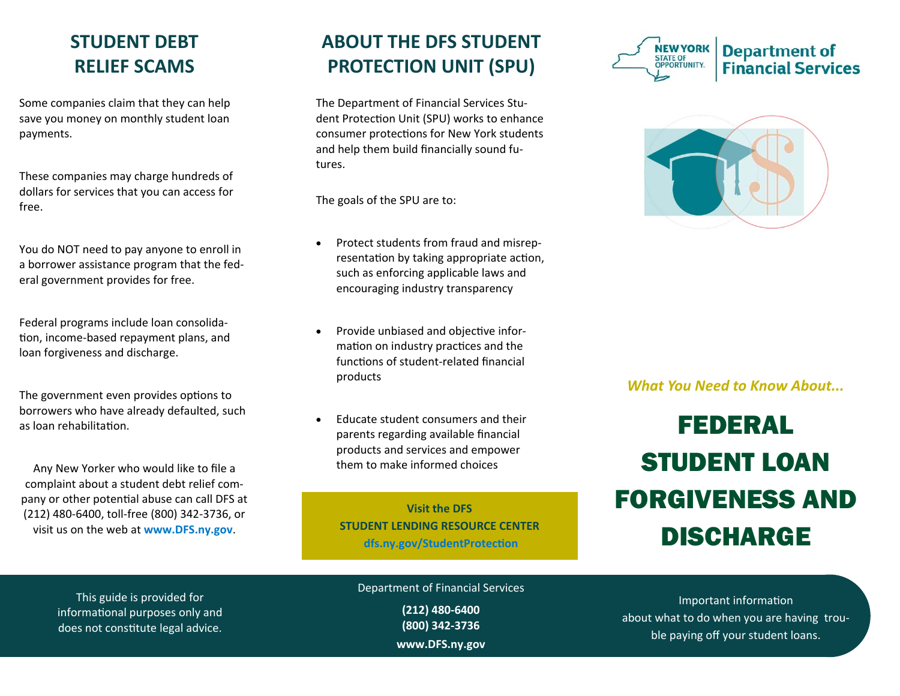## STUDENT DEBT RELIEF SCAMS

Some companies claim that they can help save you money on monthly student loan payments.

These companies may charge hundreds of dollars for services that you can access for free.

You do NOT need to pay anyone to enroll in a borrower assistance program that the federal government provides for free.

Federal programs include loan consolidation, income-based repayment plans, and loan forgiveness and discharge.

The government even provides options to borrowers who have already defaulted, such as loan rehabilitation.

Any New Yorker who would like to file a complaint about a student debt relief company or other potential abuse can call DFS at (212) 480-6400, toll-free (800) 342-3736, or visit us on the web at **www.DFS.ny.gov**.

This guide is provided for informational purposes only and does not constitute legal advice.

## ABOUT THE DFS STUDENT PROTECTION UNIT (SPU)

The Department of Financial Services Student Protection Unit (SPU) works to enhance consumer protections for New York students and help them build financially sound futures.

The goals of the SPU are to:

- Protect students from fraud and misrepresentation by taking appropriate action, such as enforcing applicable laws and encouraging industry transparency
- Provide unbiased and objective information on industry practices and the functions of student-related financial products
- Educate student consumers and their parents regarding available financial products and services and empower them to make informed choices

**Visit the DFS STUDENT LENDING RESOURCE CENTER**
**dfs.ny.gov/StudentProtection**

Department of Financial Services

**(212) 480-6400**
**(800) 342-3736**
**www.DFS.ny.gov**

NEW YORK STATE OF OPPORTUNITY. | Department of Financial Services

*What You Need to Know About...*

# FEDERAL STUDENT LOAN FORGIVENESS AND DISCHARGE

Important information about what to do when you are having trouble paying off your student loans.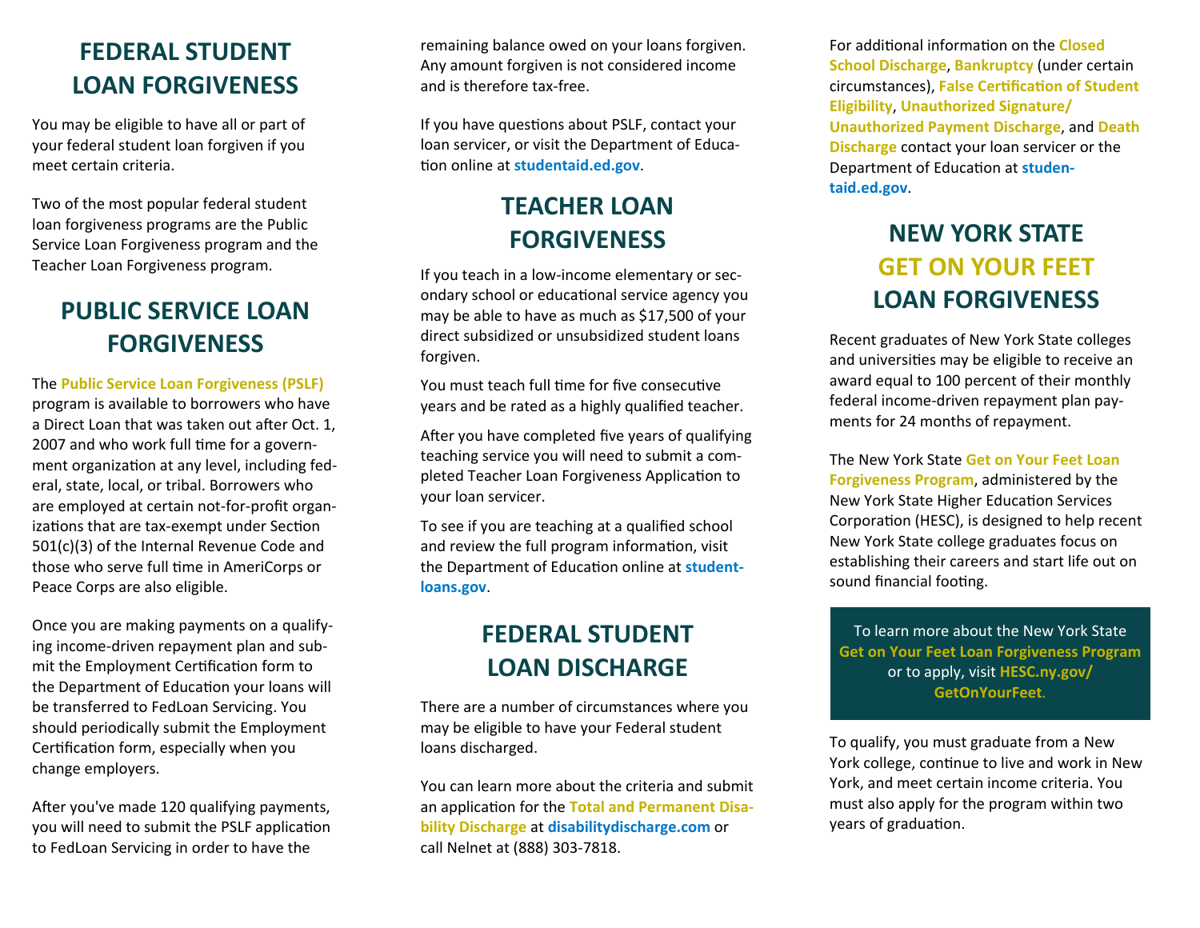# FEDERAL STUDENT LOAN FORGIVENESS

You may be eligible to have all or part of your federal student loan forgiven if you meet certain criteria.

Two of the most popular federal student loan forgiveness programs are the Public Service Loan Forgiveness program and the Teacher Loan Forgiveness program.

## PUBLIC SERVICE LOAN FORGIVENESS

The **Public Service Loan Forgiveness (PSLF)** program is available to borrowers who have a Direct Loan that was taken out after Oct. 1, 2007 and who work full time for a government organization at any level, including federal, state, local, or tribal. Borrowers who are employed at certain not-for-profit organizations that are tax-exempt under Section 501(c)(3) of the Internal Revenue Code and those who serve full time in AmeriCorps or Peace Corps are also eligible.

Once you are making payments on a qualifying income-driven repayment plan and submit the Employment Certification form to the Department of Education your loans will be transferred to FedLoan Servicing. You should periodically submit the Employment Certification form, especially when you change employers.

After you've made 120 qualifying payments, you will need to submit the PSLF application to FedLoan Servicing in order to have the remaining balance owed on your loans forgiven. Any amount forgiven is not considered income and is therefore tax-free.

If you have questions about PSLF, contact your loan servicer, or visit the Department of Education online at **studentaid.ed.gov**.

## TEACHER LOAN FORGIVENESS

If you teach in a low-income elementary or secondary school or educational service agency you may be able to have as much as $17,500 of your direct subsidized or unsubsidized student loans forgiven.

You must teach full time for five consecutive years and be rated as a highly qualified teacher.

After you have completed five years of qualifying teaching service you will need to submit a completed Teacher Loan Forgiveness Application to your loan servicer.

To see if you are teaching at a qualified school and review the full program information, visit the Department of Education online at **studentloans.gov**.

## FEDERAL STUDENT LOAN DISCHARGE

There are a number of circumstances where you may be eligible to have your Federal student loans discharged.

You can learn more about the criteria and submit an application for the **Total and Permanent Disability Discharge** at **disabilitydischarge.com** or call Nelnet at (888) 303-7818.

For additional information on the **Closed School Discharge**, **Bankruptcy** (under certain circumstances), **False Certification of Student Eligibility**, **Unauthorized Signature/ Unauthorized Payment Discharge**, and **Death Discharge** contact your loan servicer or the Department of Education at **studentaid.ed.gov**.

## NEW YORK STATE GET ON YOUR FEET LOAN FORGIVENESS

Recent graduates of New York State colleges and universities may be eligible to receive an award equal to 100 percent of their monthly federal income-driven repayment plan payments for 24 months of repayment.

The New York State **Get on Your Feet Loan Forgiveness Program**, administered by the New York State Higher Education Services Corporation (HESC), is designed to help recent New York State college graduates focus on establishing their careers and start life out on sound financial footing.

To learn more about the New York State **Get on Your Feet Loan Forgiveness Program** or to apply, visit **HESC.ny.gov/GetOnYourFeet**.

To qualify, you must graduate from a New York college, continue to live and work in New York, and meet certain income criteria. You must also apply for the program within two years of graduation.